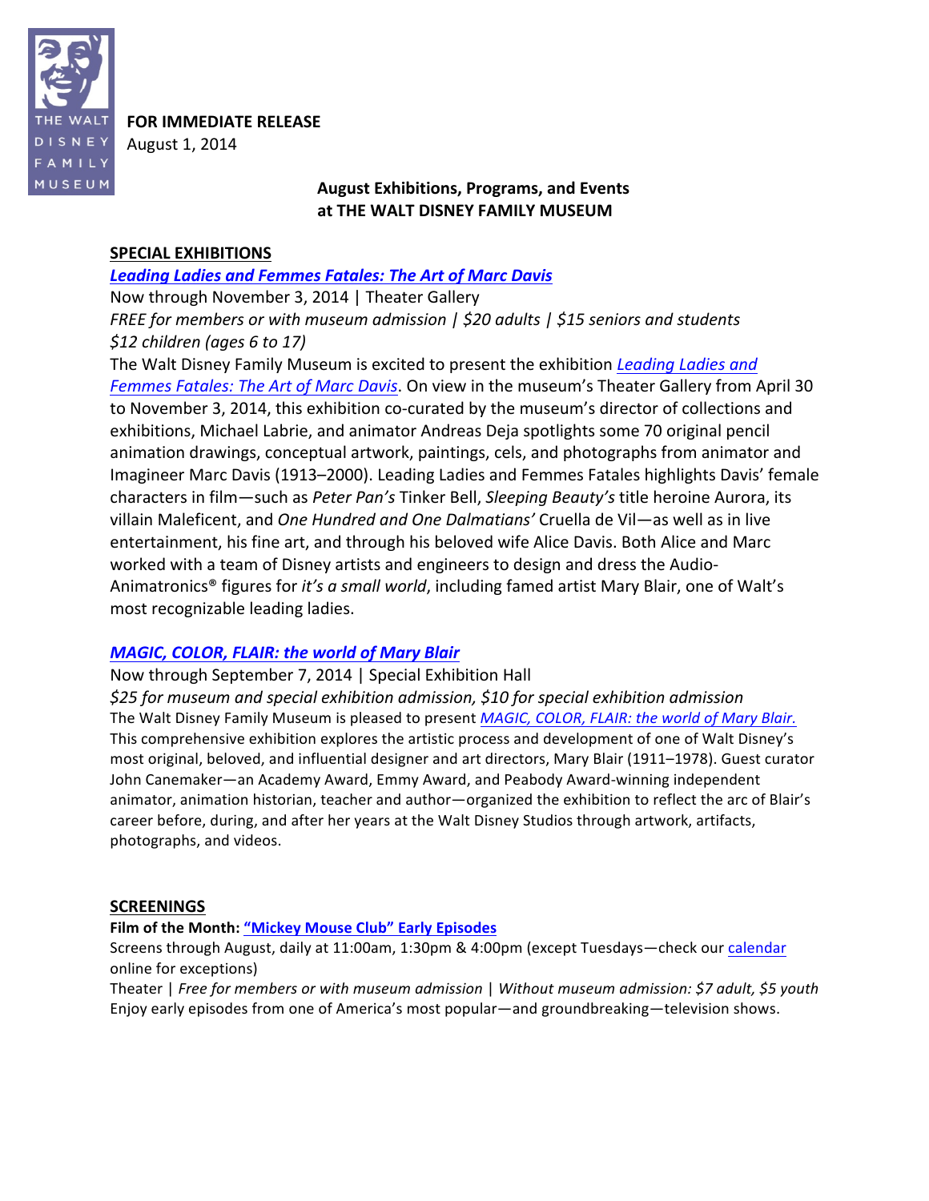THE WALT DISNEY FAMILY MUSEUM

**FOR IMMEDIATE RELEASE**
August 1, 2014

## August Exhibitions, Programs, and Events at THE WALT DISNEY FAMILY MUSEUM

### SPECIAL EXHIBITIONS

***Leading Ladies and Femmes Fatales: The Art of Marc Davis***
Now through November 3, 2014 | Theater Gallery
*FREE for members or with museum admission | $20 adults | $15 seniors and students*
*$12 children (ages 6 to 17)*
The Walt Disney Family Museum is excited to present the exhibition *Leading Ladies and Femmes Fatales: The Art of Marc Davis*. On view in the museum's Theater Gallery from April 30 to November 3, 2014, this exhibition co-curated by the museum's director of collections and exhibitions, Michael Labrie, and animator Andreas Deja spotlights some 70 original pencil animation drawings, conceptual artwork, paintings, cels, and photographs from animator and Imagineer Marc Davis (1913–2000). Leading Ladies and Femmes Fatales highlights Davis' female characters in film—such as *Peter Pan's* Tinker Bell, *Sleeping Beauty's* title heroine Aurora, its villain Maleficent, and *One Hundred and One Dalmatians'* Cruella de Vil—as well as in live entertainment, his fine art, and through his beloved wife Alice Davis. Both Alice and Marc worked with a team of Disney artists and engineers to design and dress the Audio-Animatronics® figures for *it's a small world*, including famed artist Mary Blair, one of Walt's most recognizable leading ladies.

***MAGIC, COLOR, FLAIR: the world of Mary Blair***
Now through September 7, 2014 | Special Exhibition Hall
*$25 for museum and special exhibition admission, $10 for special exhibition admission*
The Walt Disney Family Museum is pleased to present *MAGIC, COLOR, FLAIR: the world of Mary Blair.* This comprehensive exhibition explores the artistic process and development of one of Walt Disney's most original, beloved, and influential designer and art directors, Mary Blair (1911–1978). Guest curator John Canemaker—an Academy Award, Emmy Award, and Peabody Award-winning independent animator, animation historian, teacher and author—organized the exhibition to reflect the arc of Blair's career before, during, and after her years at the Walt Disney Studios through artwork, artifacts, photographs, and videos.

### SCREENINGS

**Film of the Month: "Mickey Mouse Club" Early Episodes**
Screens through August, daily at 11:00am, 1:30pm & 4:00pm (except Tuesdays—check our calendar online for exceptions)
Theater | *Free for members or with museum admission* | *Without museum admission: $7 adult, $5 youth*
Enjoy early episodes from one of America's most popular—and groundbreaking—television shows.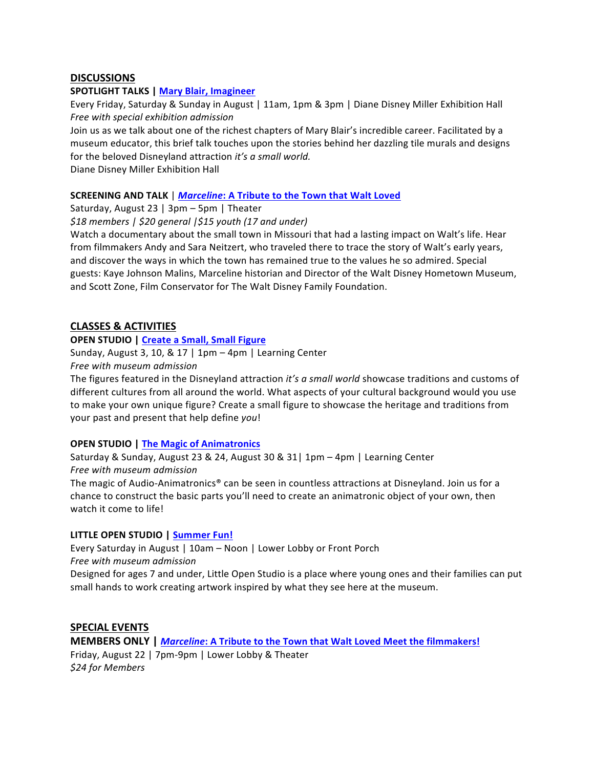## DISCUSSIONS

**SPOTLIGHT TALKS | Mary Blair, Imagineer**

Every Friday, Saturday & Sunday in August | 11am, 1pm & 3pm | Diane Disney Miller Exhibition Hall

*Free with special exhibition admission*

Join us as we talk about one of the richest chapters of Mary Blair's incredible career. Facilitated by a museum educator, this brief talk touches upon the stories behind her dazzling tile murals and designs for the beloved Disneyland attraction *it's a small world.*

Diane Disney Miller Exhibition Hall

**SCREENING AND TALK | *Marceline*: A Tribute to the Town that Walt Loved**

Saturday, August 23 | 3pm – 5pm | Theater

*$18 members | $20 general |$15 youth (17 and under)*

Watch a documentary about the small town in Missouri that had a lasting impact on Walt's life. Hear from filmmakers Andy and Sara Neitzert, who traveled there to trace the story of Walt's early years, and discover the ways in which the town has remained true to the values he so admired. Special guests: Kaye Johnson Malins, Marceline historian and Director of the Walt Disney Hometown Museum, and Scott Zone, Film Conservator for The Walt Disney Family Foundation.

## CLASSES & ACTIVITIES

**OPEN STUDIO | Create a Small, Small Figure**

Sunday, August 3, 10, & 17 | 1pm – 4pm | Learning Center

*Free with museum admission*

The figures featured in the Disneyland attraction *it's a small world* showcase traditions and customs of different cultures from all around the world. What aspects of your cultural background would you use to make your own unique figure? Create a small figure to showcase the heritage and traditions from your past and present that help define *you*!

**OPEN STUDIO | The Magic of Animatronics**

Saturday & Sunday, August 23 & 24, August 30 & 31| 1pm – 4pm | Learning Center

*Free with museum admission*

The magic of Audio-Animatronics® can be seen in countless attractions at Disneyland. Join us for a chance to construct the basic parts you'll need to create an animatronic object of your own, then watch it come to life!

**LITTLE OPEN STUDIO | Summer Fun!**

Every Saturday in August | 10am – Noon | Lower Lobby or Front Porch

*Free with museum admission*

Designed for ages 7 and under, Little Open Studio is a place where young ones and their families can put small hands to work creating artwork inspired by what they see here at the museum.

## SPECIAL EVENTS

**MEMBERS ONLY | *Marceline*: A Tribute to the Town that Walt Loved Meet the filmmakers!**

Friday, August 22 | 7pm-9pm | Lower Lobby & Theater

*$24 for Members*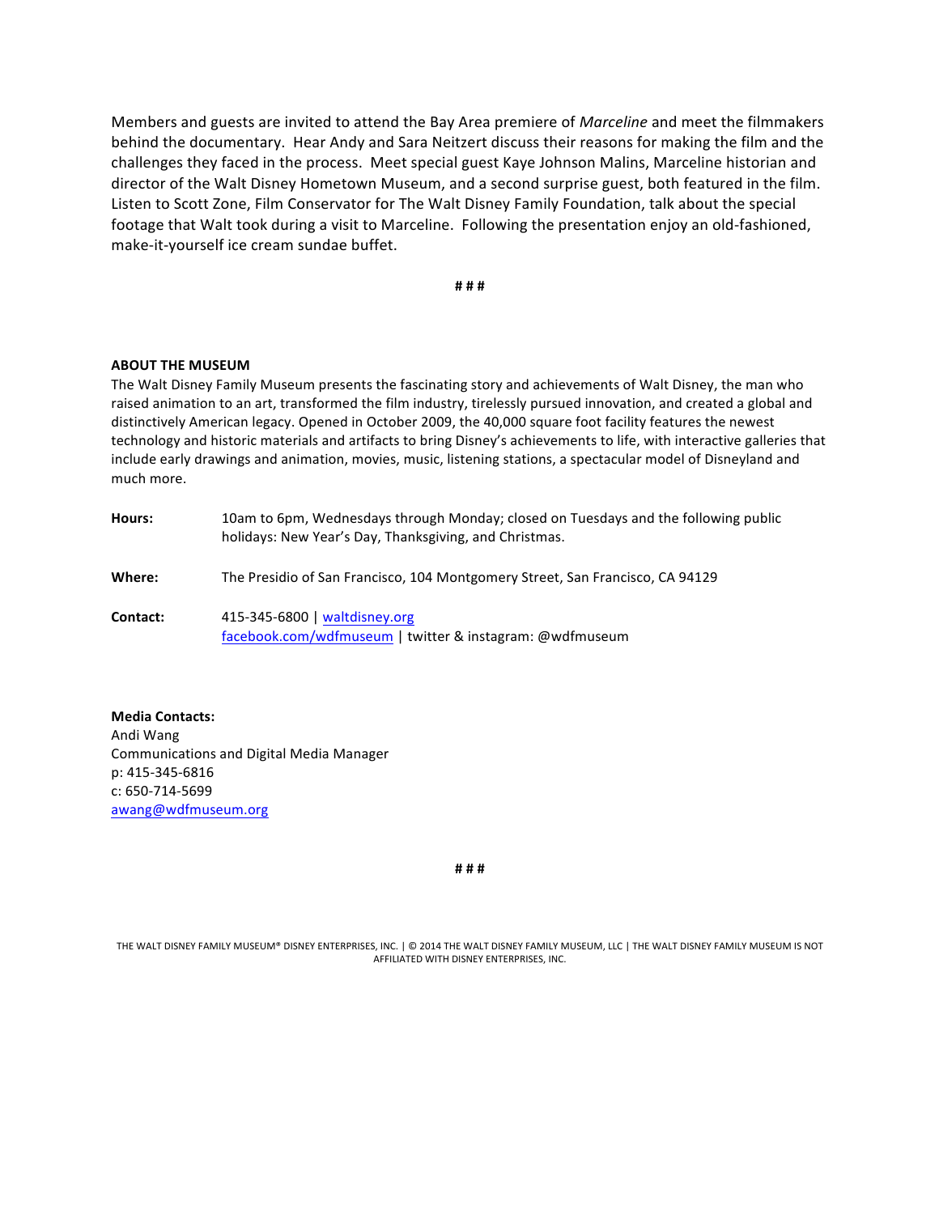Members and guests are invited to attend the Bay Area premiere of *Marceline* and meet the filmmakers behind the documentary. Hear Andy and Sara Neitzert discuss their reasons for making the film and the challenges they faced in the process. Meet special guest Kaye Johnson Malins, Marceline historian and director of the Walt Disney Hometown Museum, and a second surprise guest, both featured in the film. Listen to Scott Zone, Film Conservator for The Walt Disney Family Foundation, talk about the special footage that Walt took during a visit to Marceline. Following the presentation enjoy an old-fashioned, make-it-yourself ice cream sundae buffet.

# # #

**ABOUT THE MUSEUM**

The Walt Disney Family Museum presents the fascinating story and achievements of Walt Disney, the man who raised animation to an art, transformed the film industry, tirelessly pursued innovation, and created a global and distinctively American legacy. Opened in October 2009, the 40,000 square foot facility features the newest technology and historic materials and artifacts to bring Disney's achievements to life, with interactive galleries that include early drawings and animation, movies, music, listening stations, a spectacular model of Disneyland and much more.

**Hours:** 10am to 6pm, Wednesdays through Monday; closed on Tuesdays and the following public holidays: New Year's Day, Thanksgiving, and Christmas.

**Where:** The Presidio of San Francisco, 104 Montgomery Street, San Francisco, CA 94129

**Contact:** 415-345-6800 | waltdisney.org
facebook.com/wdfmuseum | twitter & instagram: @wdfmuseum

**Media Contacts:**
Andi Wang
Communications and Digital Media Manager
p: 415-345-6816
c: 650-714-5699
awang@wdfmuseum.org

# # #

THE WALT DISNEY FAMILY MUSEUM® DISNEY ENTERPRISES, INC. | © 2014 THE WALT DISNEY FAMILY MUSEUM, LLC | THE WALT DISNEY FAMILY MUSEUM IS NOT AFFILIATED WITH DISNEY ENTERPRISES, INC.